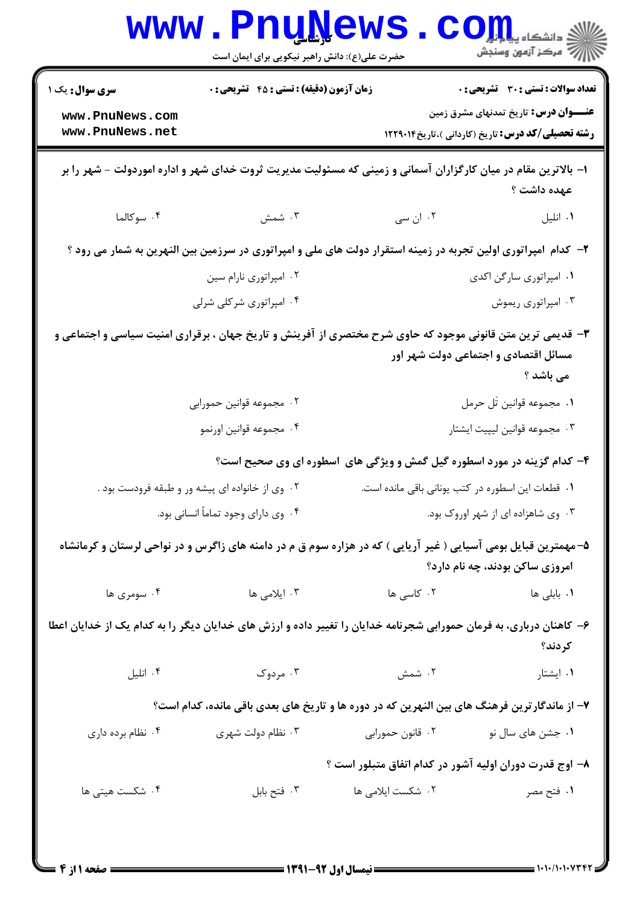کارشناسی

حضرت علی(ع): دانش راهبر نیکویی برای ایمان است

**سری سوال:** یک ۱

**زمان آزمون (دقیقه) : تستی : ۴۵ تشریحی : ۰**

**تعداد سوالات : تستی : ۳۰ تشریحی : ۰**

**عنــــوان درس:** تاریخ تمدنهای مشرق زمین

**رشته تحصیلی/کد درس:** تاریخ (کاردانی )،تاریخ۱۲۲۹۰۱۴

۱- بالاترین مقام در میان کارگزاران آسمانی و زمینی که مسئولیت مدیریت ثروت خدای شهر و اداره اموردولت - شهر را بر عهده داشت ؟

۱. انلیل
۲. ان سی
۳. شمش
۴. سوکالما

۲- کدام امپراتوری اولین تجربه در زمینه استقرار دولت های ملی و امپراتوری در سرزمین بین النهرین به شمار می رود ؟

۱. امپراتوری سارگن اکدی
۲. امپراتوری نارام سین
۳. امپراتوری ریموش
۴. امپراتوری شرکلی شرلی

۳- قدیمی ترین متن قانونی موجود که حاوی شرح مختصری از آفرینش و تاریخ جهان ، برقراری امنیت سیاسی و اجتماعی و مسائل اقتصادی و اجتماعی دولت شهر اور می باشد ؟

۱. مجموعه قوانین تَل حرمل
۲. مجموعه قوانین حمورابی
۳. مجموعه قوانین لیپیت ایشتار
۴. مجموعه قوانین اورنمو

۴- کدام گزینه در مورد اسطوره گیل گمش و ویژگی های اسطوره ای وی صحیح است؟

۱. قطعات این اسطوره در کتب یونانی باقی مانده است.
۲. وی از خانواده ای پیشه ور و طبقه فرودست بود .
۳. وی شاهزاده ای از شهر اوروک بود.
۴. وی دارای وجود تماماً انسانی بود.

۵-مهمترین قبایل بومی آسیایی ( غیر آریایی ) که در هزاره سوم ق م در دامنه های زاگرس و در نواحی لرستان و کرمانشاه امروزی ساکن بودند، چه نام دارد؟

۱. بابلی ها
۲. کاسی ها
۳. ایلامی ها
۴. سومری ها

۶- کاهنان درباری، به فرمان حمورابی شجرنامه خدایان را تغییر داده و ارزش های خدایان دیگر را به کدام یک از خدایان اعطا کردند؟

۱. ایشتار
۲. شمش
۳. مردوک
۴. انلیل

۷- از ماندگارترین فرهنگ های بین النهرین که در دوره ها و تاریخ های بعدی باقی مانده، کدام است؟

۱. جشن های سال نو
۲. قانون حمورابی
۳. نظام دولت شهری
۴. نظام برده داری

۸- اوج قدرت دوران اولیه آشور در کدام اتفاق متبلور است ؟

۱. فتح مصر
۲. شکست ایلامی ها
۳. فتح بابل
۴. شکست هیتی ها

نیمسال اول ۹۲-۱۳۹۱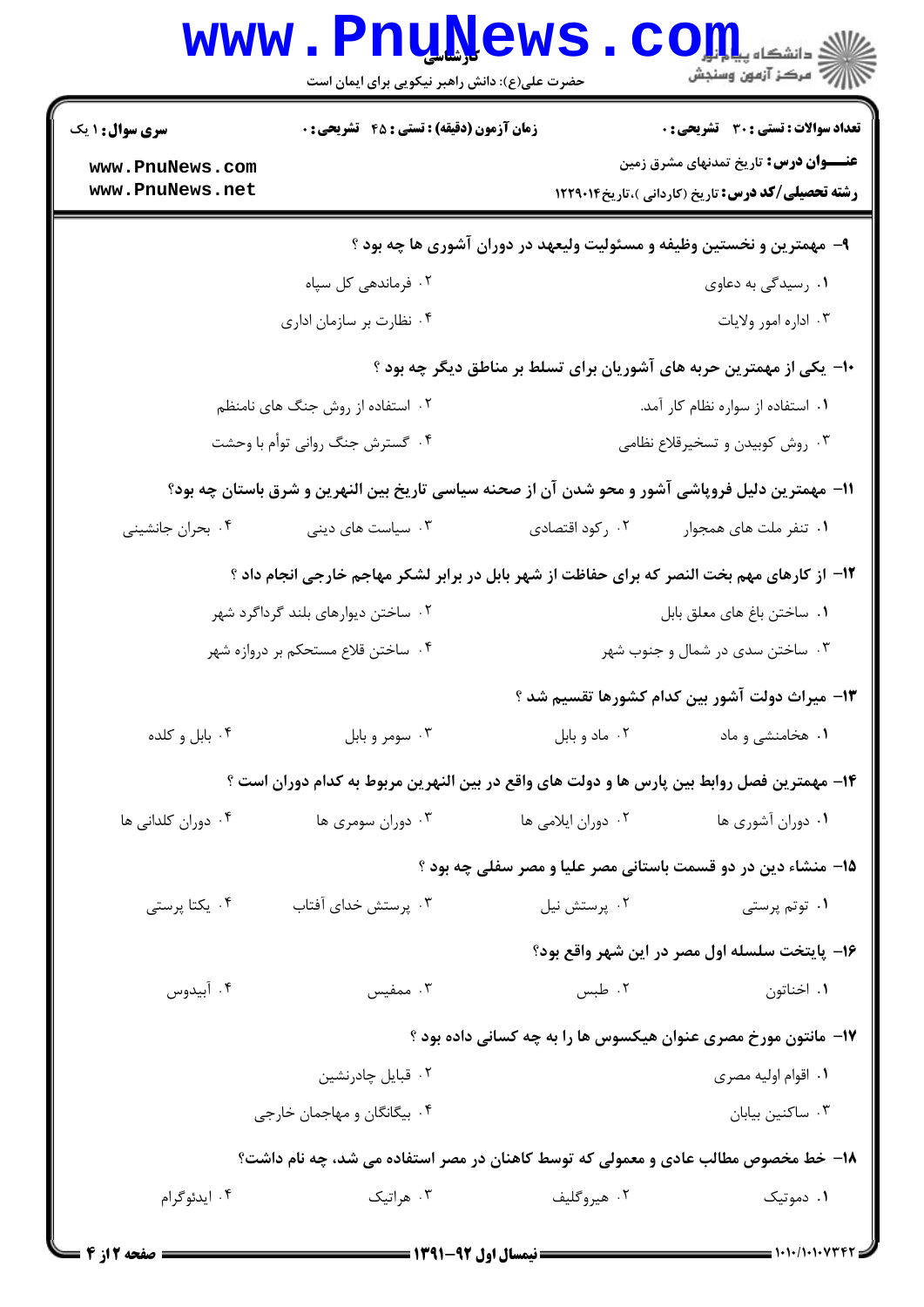۹- مهمترین و نخستین وظیفه و مسئولیت ولیعهد در دوران آشوری ها چه بود ؟

۱. رسیدگی به دعاوی
۲. فرماندهی کل سپاه
۳. اداره امور ولایات
۴. نظارت بر سازمان اداری

۱۰- یکی از مهمترین حربه های آشوریان برای تسلط بر مناطق دیگر چه بود ؟

۱. استفاده از سواره نظام کار آمد.
۲. استفاده از روش جنگ های نامنظم
۳. روش کوبیدن و تسخیرقلاع نظامی
۴. گسترش جنگ روانی توأم با وحشت

۱۱- مهمترین دلیل فروپاشی آشور و محو شدن آن از صحنه سیاسی تاریخ بین النهرین و شرق باستان چه بود؟

۱. تنفر ملت های همجوار
۲. رکود اقتصادی
۳. سیاست های دینی
۴. بحران جانشینی

۱۲- از کارهای مهم بخت النصر که برای حفاظت از شهر بابل در برابر لشکر مهاجم خارجی انجام داد ؟

۱. ساختن باغ های معلق بابل
۲. ساختن دیوارهای بلند گرداگرد شهر
۳. ساختن سدی در شمال و جنوب شهر
۴. ساختن قلاع مستحکم بر دروازه شهر

۱۳- میراث دولت آشور بین کدام کشورها تقسیم شد ؟

۱. هخامنشی و ماد
۲. ماد و بابل
۳. سومر و بابل
۴. بابل و کلده

۱۴- مهمترین فصل روابط بین پارس ها و دولت های واقع در بین النهرین مربوط به کدام دوران است ؟

۱. دوران آشوری ها
۲. دوران ایلامی ها
۳. دوران سومری ها
۴. دوران کلدانی ها

۱۵- منشاء دین در دو قسمت باستانی مصر علیا و مصر سفلی چه بود ؟

۱. توتم پرستی
۲. پرستش نیل
۳. پرستش خدای آفتاب
۴. یکتا پرستی

۱۶- پایتخت سلسله اول مصر در این شهر واقع بود؟

۱. اخناتون
۲. طبس
۳. ممفیس
۴. آبیدوس

۱۷- مانتون مورخ مصری عنوان هیکسوس ها را به چه کسانی داده بود ؟

۱. اقوام اولیه مصری
۲. قبایل چادرنشین
۳. ساکنین بیابان
۴. بیگانگان و مهاجمان خارجی

۱۸- خط مخصوص مطالب عادی و معمولی که توسط کاهنان در مصر استفاده می شد، چه نام داشت؟

۱. دموتیک
۲. هیروگلیف
۳. هراتیک
۴. ایدئوگرام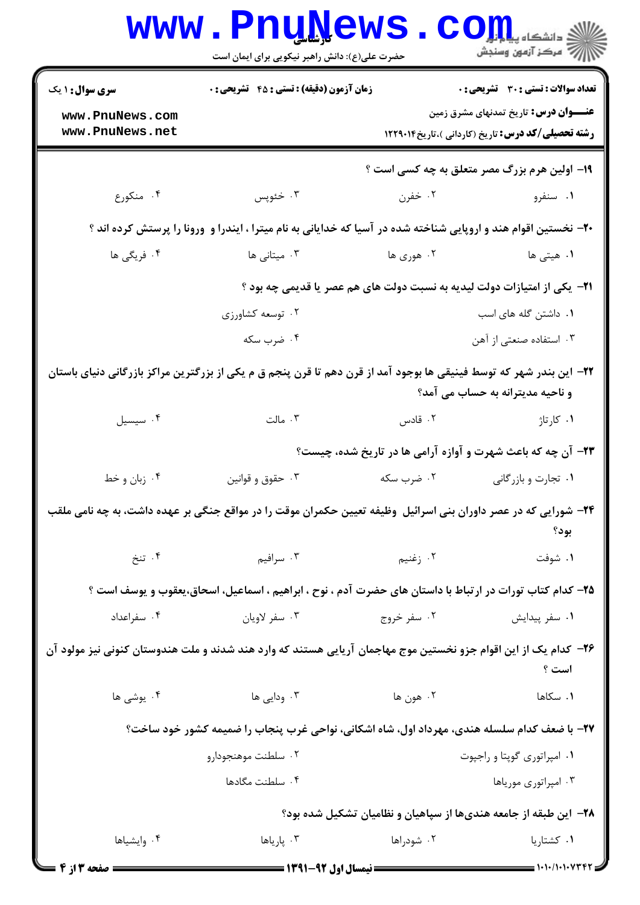۱۹- اولین هرم بزرگ مصر متعلق به چه کسی است ؟

۱. سنفرو
۲. خفرن
۳. خئوپس
۴. منکورع

۲۰- نخستین اقوام هند و اروپایی شناخته شده در آسیا که خدایانی به نام میترا ، ایندرا و ورونا را پرستش کرده اند ؟

۱. هیتی ها
۲. هوری ها
۳. میتانی ها
۴. فریگی ها

۲۱- یکی از امتیازات دولت لیدیه به نسبت دولت های هم عصر یا قدیمی چه بود ؟

۱. داشتن گله های اسب
۲. توسعه کشاورزی
۳. استفاده صنعتی از آهن
۴. ضرب سکه

۲۲- این بندر شهر که توسط فینیقی ها بوجود آمد از قرن دهم تا قرن پنجم ق م یکی از بزرگترین مراکز بازرگانی دنیای باستان و ناحیه مدیترانه به حساب می آمد؟

۱. کارتاژ
۲. قادس
۳. مالت
۴. سیسیل

۲۳- آن چه که باعث شهرت و آوازه آرامی ها در تاریخ شده، چیست؟

۱. تجارت و بازرگانی
۲. ضرب سکه
۳. حقوق و قوانین
۴. زبان و خط

۲۴- شورایی که در عصر داوران بنی اسرائیل وظیفه تعیین حکمران موقت را در مواقع جنگی بر عهده داشت، به چه نامی ملقب بود؟

۱. شوفت
۲. زغنیم
۳. سرافیم
۴. تنخ

۲۵- کدام کتاب تورات در ارتباط با داستان های حضرت آدم ، نوح ، ابراهیم ، اسماعیل، اسحاق،یعقوب و یوسف است ؟

۱. سفر پیدایش
۲. سفر خروج
۳. سفر لاویان
۴. سفراعداد

۲۶- کدام یک از این اقوام جزو نخستین موج مهاجمان آریایی هستند که وارد هند شدند و ملت هندوستان کنونی نیز مولود آن است ؟

۱. سکاها
۲. هون ها
۳. ودایی ها
۴. یوشی ها

۲۷- با ضعف کدام سلسله هندی، مهرداد اول، شاه اشکانی، نواحی غرب پنجاب را ضمیمه کشور خود ساخت؟

۱. امپراتوری گوپتا و راجپوت
۲. سلطنت موهنجودارو
۳. امپراتوری موریاها
۴. سلطنت مگادها

۲۸- این طبقه از جامعه هندی‌ها از سپاهیان و نظامیان تشکیل شده بود؟

۱. کشتاریا
۲. شودراها
۳. پاریاها
۴. وایشیاها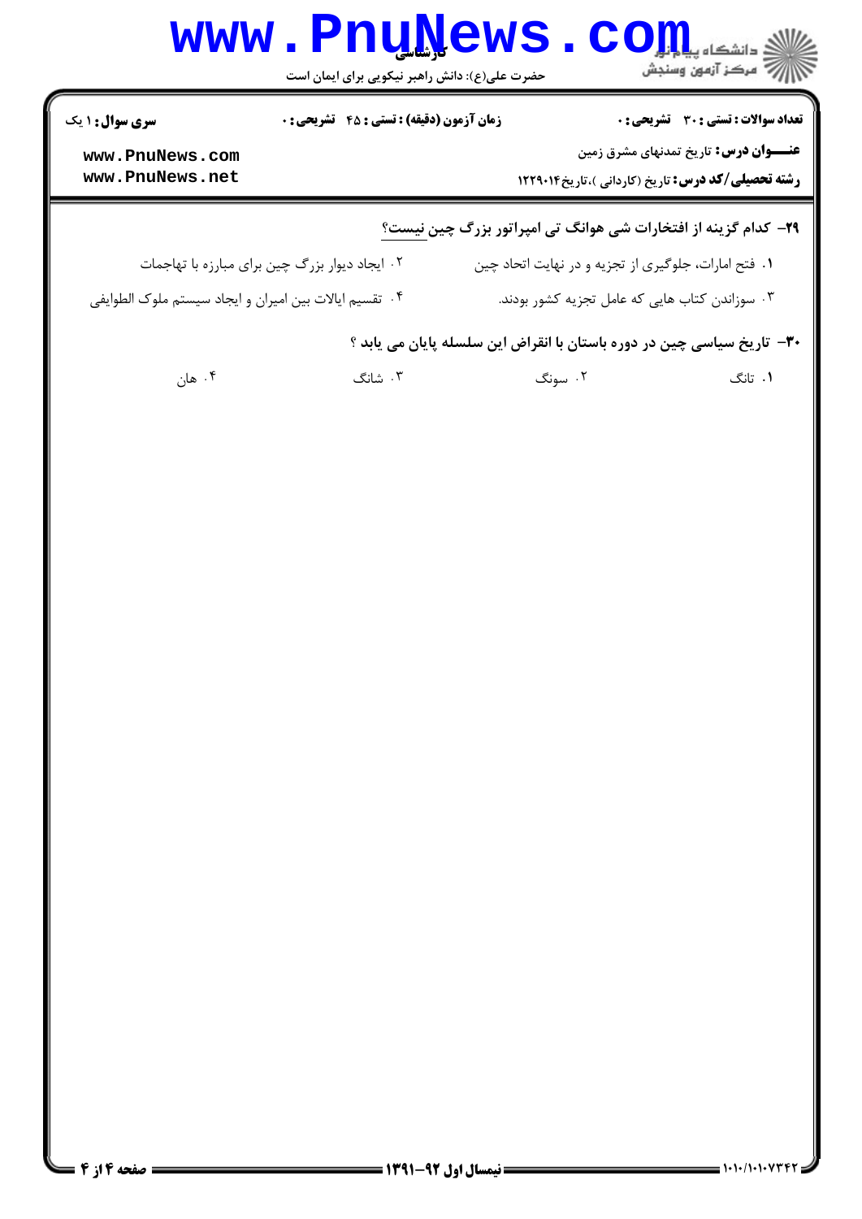**۲۹- کدام گزینه از افتخارات شی هوانگ تی امپراتور بزرگ چین نیست؟**

۱. فتح امارات، جلوگیری از تجزیه و در نهایت اتحاد چین

۲. ایجاد دیوار بزرگ چین برای مبارزه با تهاجمات

۳. سوزاندن کتاب هایی که عامل تجزیه کشور بودند.

۴. تقسیم ایالات بین امیران و ایجاد سیستم ملوک الطوایفی

**۳۰- تاریخ سیاسی چین در دوره باستان با انقراض این سلسله پایان می یابد ؟**

۱. تانگ

۲. سونگ

۳. شانگ

۴. هان